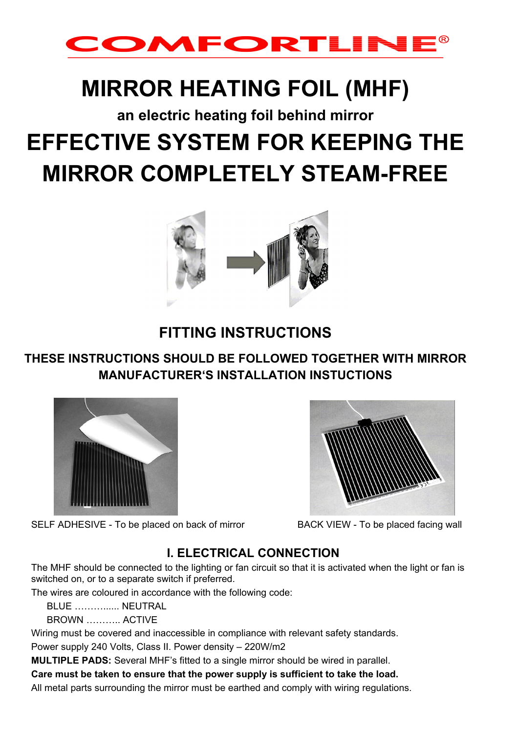# COMFORTLINE®

# MIRROR HEATING FOIL (MHF)

### an electric heating foil behind mirror

# EFFECTIVE SYSTEM FOR KEEPING THE MIRROR COMPLETELY STEAM-FREE

## FITTING INSTRUCTIONS

### THESE INSTRUCTIONS SHOULD BE FOLLOWED TOGETHER WITH MIRROR MANUFACTURER'S INSTALLATION INSTUCTIONS

SELF ADHESIVE - To be placed on back of mirror

BACK VIEW - To be placed facing wall

## I. ELECTRICAL CONNECTION

The MHF should be connected to the lighting or fan circuit so that it is activated when the light or fan is switched on, or to a separate switch if preferred.

The wires are coloured in accordance with the following code:

BLUE ………..... NEUTRAL

BROWN ……….. ACTIVE

Wiring must be covered and inaccessible in compliance with relevant safety standards.

Power supply 240 Volts, Class II. Power density – 220W/m2

**MULTIPLE PADS:** Several MHF's fitted to a single mirror should be wired in parallel.

**Care must be taken to ensure that the power supply is sufficient to take the load.**

All metal parts surrounding the mirror must be earthed and comply with wiring regulations.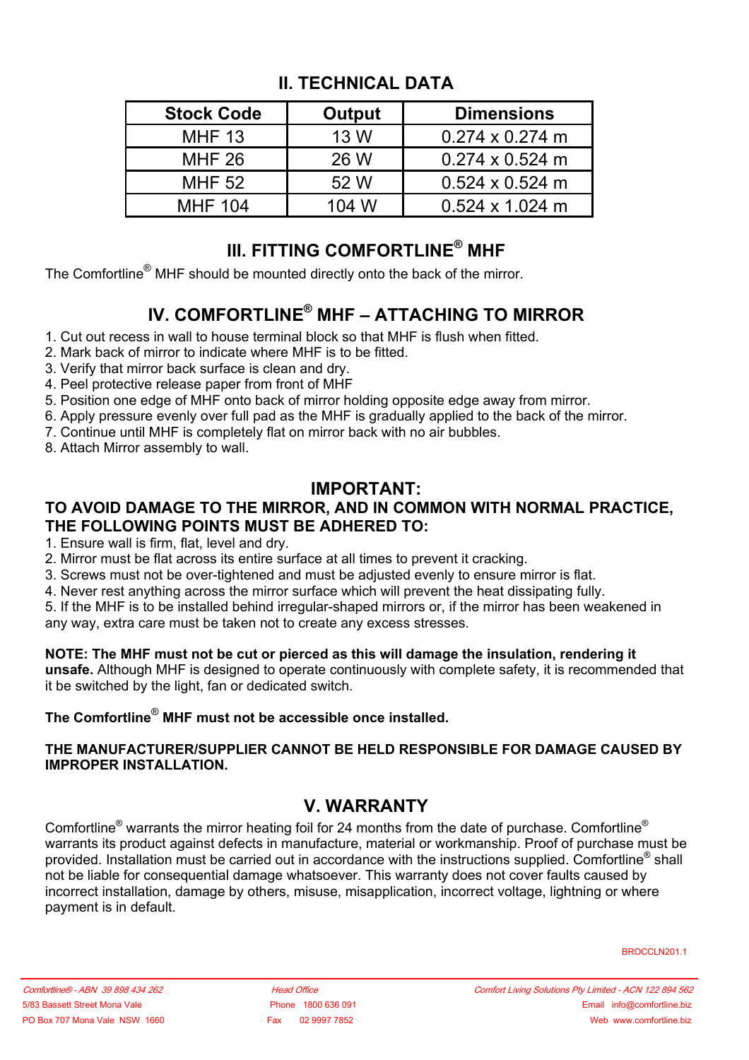## II. TECHNICAL DATA

| Stock Code | Output | Dimensions |
|---|---|---|
| MHF 13 | 13 W | 0.274 x 0.274 m |
| MHF 26 | 26 W | 0.274 x 0.524 m |
| MHF 52 | 52 W | 0.524 x 0.524 m |
| MHF 104 | 104 W | 0.524 x 1.024 m |

## III. FITTING COMFORTLINE® MHF

The Comfortline® MHF should be mounted directly onto the back of the mirror.

## IV. COMFORTLINE® MHF – ATTACHING TO MIRROR

1. Cut out recess in wall to house terminal block so that MHF is flush when fitted.
2. Mark back of mirror to indicate where MHF is to be fitted.
3. Verify that mirror back surface is clean and dry.
4. Peel protective release paper from front of MHF
5. Position one edge of MHF onto back of mirror holding opposite edge away from mirror.
6. Apply pressure evenly over full pad as the MHF is gradually applied to the back of the mirror.
7. Continue until MHF is completely flat on mirror back with no air bubbles.
8. Attach Mirror assembly to wall.

## IMPORTANT:

### TO AVOID DAMAGE TO THE MIRROR, AND IN COMMON WITH NORMAL PRACTICE, THE FOLLOWING POINTS MUST BE ADHERED TO:

1. Ensure wall is firm, flat, level and dry.
2. Mirror must be flat across its entire surface at all times to prevent it cracking.
3. Screws must not be over-tightened and must be adjusted evenly to ensure mirror is flat.
4. Never rest anything across the mirror surface which will prevent the heat dissipating fully.
5. If the MHF is to be installed behind irregular-shaped mirrors or, if the mirror has been weakened in any way, extra care must be taken not to create any excess stresses.

**NOTE: The MHF must not be cut or pierced as this will damage the insulation, rendering it unsafe.** Although MHF is designed to operate continuously with complete safety, it is recommended that it be switched by the light, fan or dedicated switch.

**The Comfortline® MHF must not be accessible once installed.**

**THE MANUFACTURER/SUPPLIER CANNOT BE HELD RESPONSIBLE FOR DAMAGE CAUSED BY IMPROPER INSTALLATION.**

## V. WARRANTY

Comfortline® warrants the mirror heating foil for 24 months from the date of purchase. Comfortline® warrants its product against defects in manufacture, material or workmanship. Proof of purchase must be provided. Installation must be carried out in accordance with the instructions supplied. Comfortline® shall not be liable for consequential damage whatsoever. This warranty does not cover faults caused by incorrect installation, damage by others, misuse, misapplication, incorrect voltage, lightning or where payment is in default.

BROCCLN201.1

*Comfortline® - ABN 39 898 434 262*
5/83 Bassett Street Mona Vale
PO Box 707 Mona Vale NSW 1660

*Head Office*
Phone 1800 636 091
Fax 02 9997 7852

*Comfort Living Solutions Pty Limited - ACN 122 894 562*
Email info@comfortline.biz
Web www.comfortline.biz